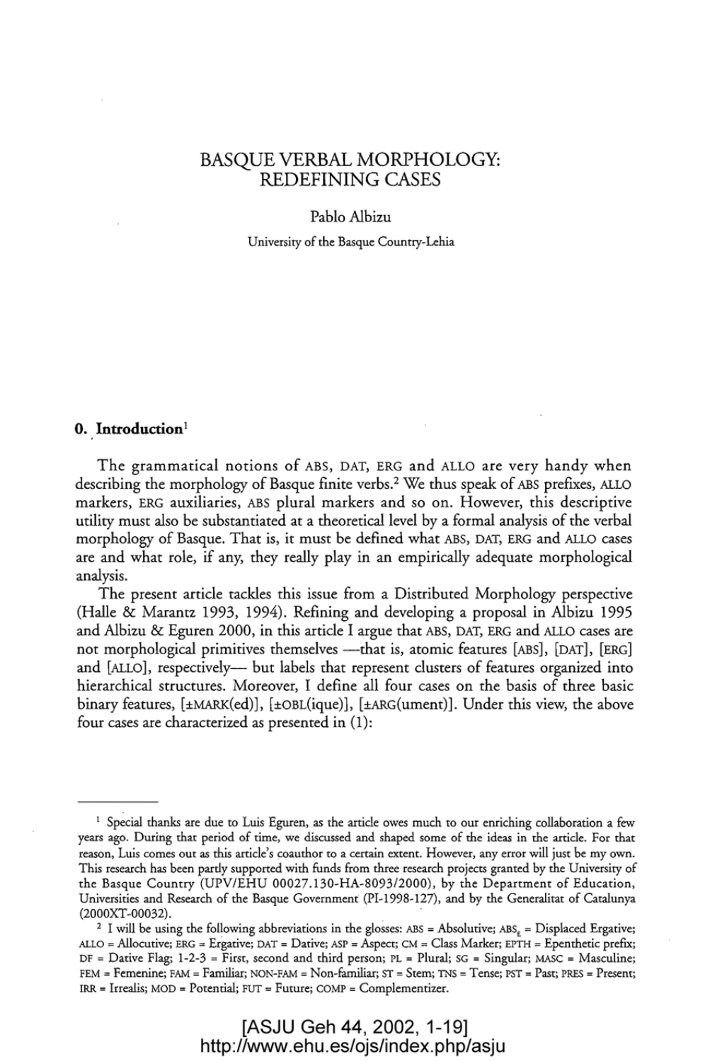# BASQUE VERBAL MORPHOLOGY: REDEFINING CASES

Pablo Albizu

University of the Basque Country-Lehia

## 0. Introduction[1]

The grammatical notions of ABS, DAT, ERG and ALLO are very handy when describing the morphology of Basque finite verbs.[2] We thus speak of ABS prefixes, ALLO markers, ERG auxiliaries, ABS plural markers and so on. However, this descriptive utility must also be substantiated at a theoretical level by a formal analysis of the verbal morphology of Basque. That is, it must be defined what ABS, DAT, ERG and ALLO cases are and what role, if any, they really play in an empirically adequate morphological analysis.

The present article tackles this issue from a Distributed Morphology perspective (Halle & Marantz 1993, 1994). Refining and developing a proposal in Albizu 1995 and Albizu & Eguren 2000, in this article I argue that ABS, DAT, ERG and ALLO cases are not morphological primitives themselves —that is, atomic features [ABS], [DAT], [ERG] and [ALLO], respectively— but labels that represent clusters of features organized into hierarchical structures. Moreover, I define all four cases on the basis of three basic binary features, [±MARK(ed)], [±OBL(ique)], [±ARG(ument)]. Under this view, the above four cases are characterized as presented in (1):

---

[1] Special thanks are due to Luis Eguren, as the article owes much to our enriching collaboration a few years ago. During that period of time, we discussed and shaped some of the ideas in the article. For that reason, Luis comes out as this article's coauthor to a certain extent. However, any error will just be my own. This research has been partly supported with funds from three research projects granted by the University of the Basque Country (UPV/EHU 00027.130-HA-8093/2000), by the Department of Education, Universities and Research of the Basque Government (PI-1998-127), and by the Generalitat of Catalunya (2000XT-00032).

[2] I will be using the following abbreviations in the glosses: ABS = Absolutive; $\text{ABS}_E$ = Displaced Ergative; ALLO = Allocutive; ERG = Ergative; DAT = Dative; ASP = Aspect; CM = Class Marker; EPTH = Epenthetic prefix; DF = Dative Flag; 1-2-3 = First, second and third person; PL = Plural; SG = Singular; MASC = Masculine; FEM = Femenine; FAM = Familiar; NON-FAM = Non-familiar; ST = Stem; TNS = Tense; PST = Past; PRES = Present; IRR = Irrealis; MOD = Potential; FUT = Future; COMP = Complementizer.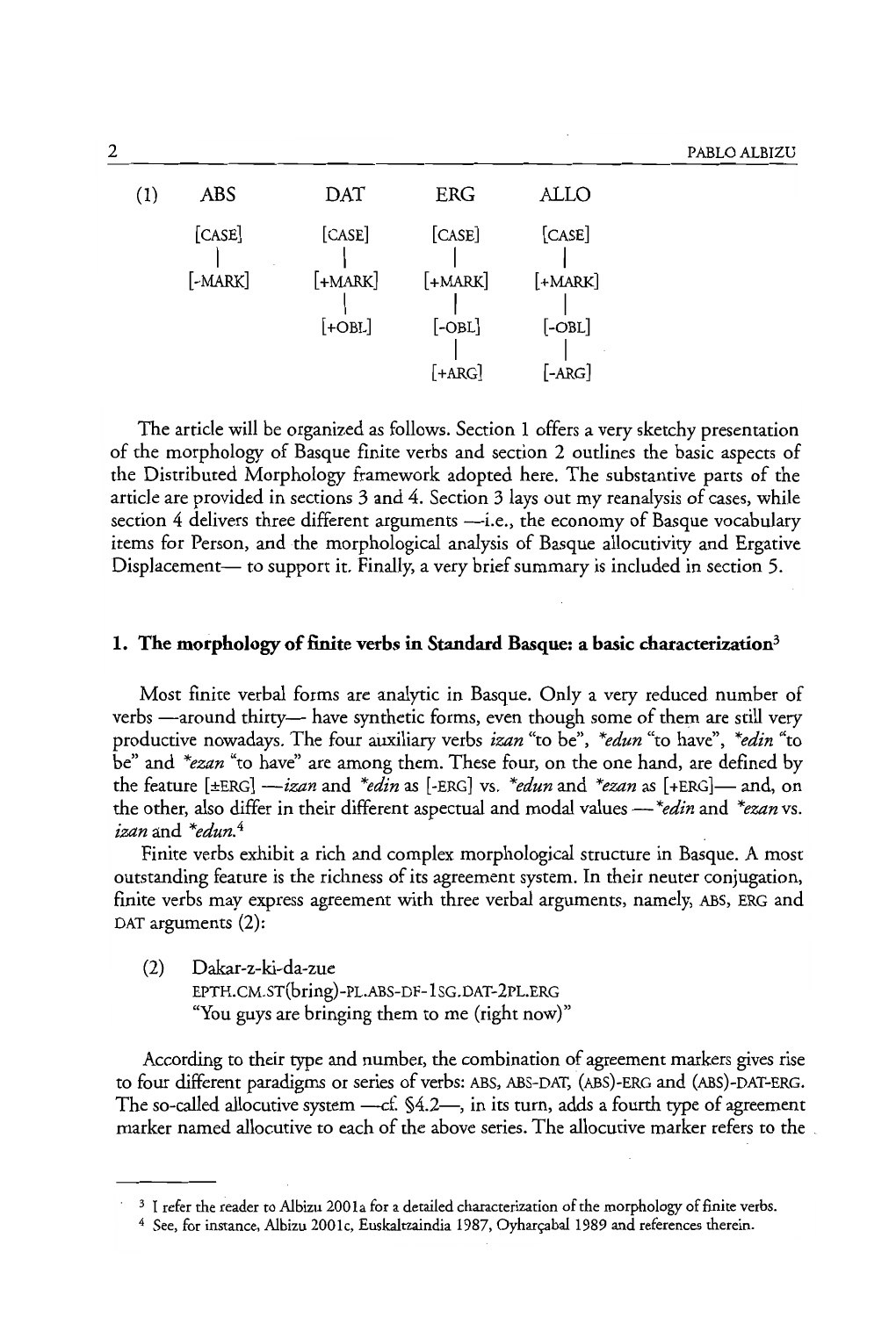(1) feature trees:

| ABS | DAT | ERG | ALLO |
|---|---|---|---|
| [CASE] | [CASE] | [CASE] | [CASE] |
| \| | \| | \| | \| |
| [-MARK] | [+MARK] | [+MARK] | [+MARK] |
| | \| | \| | \| |
| | [+OBL] | [-OBL] | [-OBL] |
| | | \| | \| |
| | | [+ARG] | [-ARG] |

The article will be organized as follows. Section 1 offers a very sketchy presentation of the morphology of Basque finite verbs and section 2 outlines the basic aspects of the Distributed Morphology framework adopted here. The substantive parts of the article are provided in sections 3 and 4. Section 3 lays out my reanalysis of cases, while section 4 delivers three different arguments —i.e., the economy of Basque vocabulary items for Person, and the morphological analysis of Basque allocutivity and Ergative Displacement— to support it. Finally, a very brief summary is included in section 5.

## 1. The morphology of finite verbs in Standard Basque: a basic characterization[3]

Most finite verbal forms are analytic in Basque. Only a very reduced number of verbs —around thirty— have synthetic forms, even though some of them are still very productive nowadays. The four auxiliary verbs *izan* "to be", *\*edun* "to have", *\*edin* "to be" and *\*ezan* "to have" are among them. These four, on the one hand, are defined by the feature [±ERG] —*izan* and *\*edin* as [-ERG] vs. *\*edun* and *\*ezan* as [+ERG]— and, on the other, also differ in their different aspectual and modal values —*\*edin* and *\*ezan* vs. *izan* and *\*edun*.[4]

Finite verbs exhibit a rich and complex morphological structure in Basque. A most outstanding feature is the richness of its agreement system. In their neuter conjugation, finite verbs may express agreement with three verbal arguments, namely, ABS, ERG and DAT arguments (2):

(2) Dakar-z-ki-da-zue
EPTH.CM.ST(bring)-PL.ABS-DF-1SG.DAT-2PL.ERG
"You guys are bringing them to me (right now)"

According to their type and number, the combination of agreement markers gives rise to four different paradigms or series of verbs: ABS, ABS-DAT, (ABS)-ERG and (ABS)-DAT-ERG. The so-called allocutive system —cf. §4.2—, in its turn, adds a fourth type of agreement marker named allocutive to each of the above series. The allocutive marker refers to the

---

[3] I refer the reader to Albizu 2001a for a detailed characterization of the morphology of finite verbs.

[4] See, for instance, Albizu 2001c, Euskaltzaindia 1987, Oyharçabal 1989 and references therein.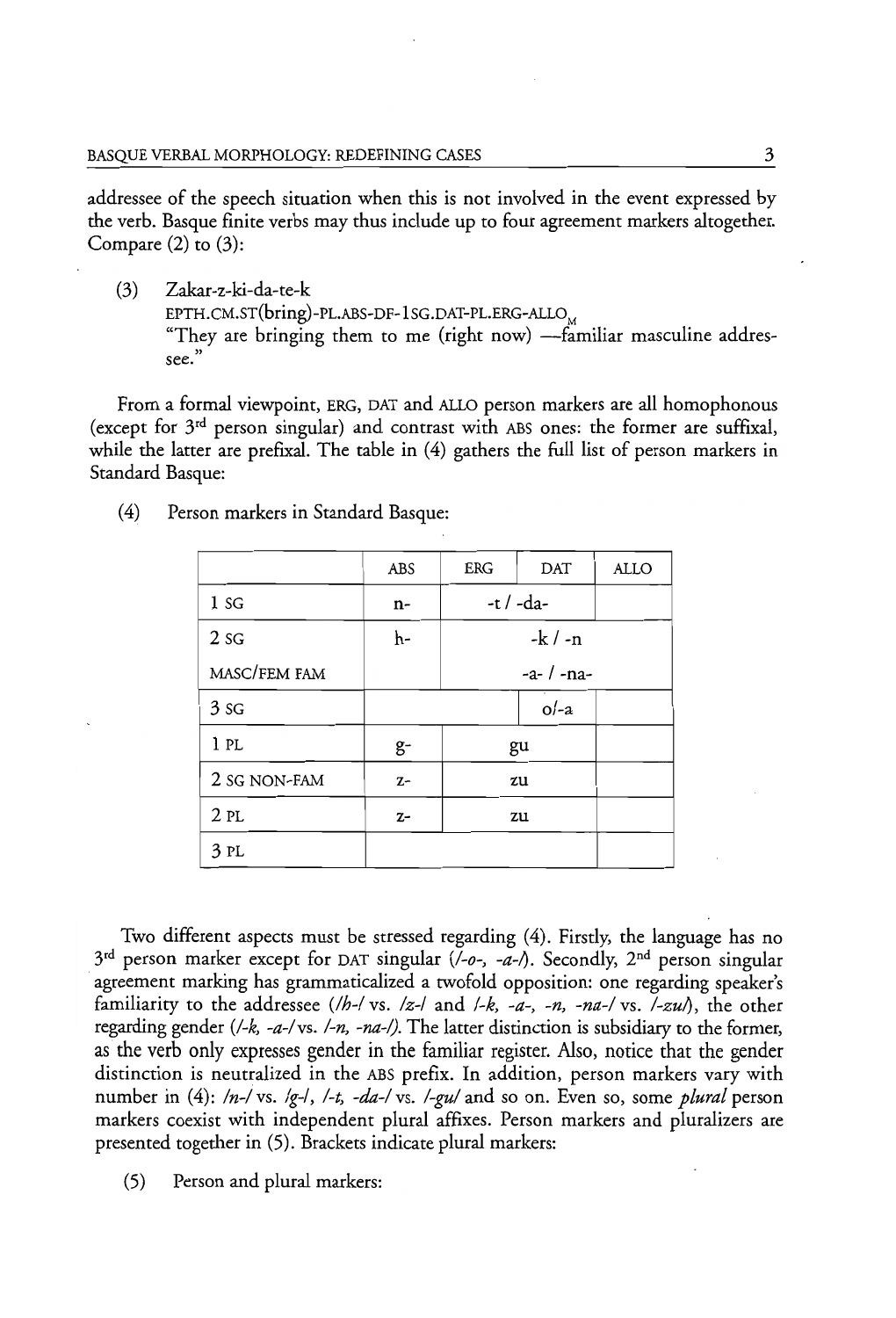addressee of the speech situation when this is not involved in the event expressed by the verb. Basque finite verbs may thus include up to four agreement markers altogether. Compare (2) to (3):

(3) Zakar-z-ki-da-te-k
EPTH.CM.ST(bring)-PL.ABS-DF-1SG.DAT-PL.ERG-ALLO$_{M}$
"They are bringing them to me (right now) —familiar masculine addressee."

From a formal viewpoint, ERG, DAT and ALLO person markers are all homophonous (except for 3[rd] person singular) and contrast with ABS ones: the former are suffixal, while the latter are prefixal. The table in (4) gathers the full list of person markers in Standard Basque:

(4) Person markers in Standard Basque:

| | ABS | ERG | DAT | ALLO |
|---|---|---|---|---|
| 1 SG | n- | -t / -da- | | |
| 2 SG | h- | -k / -n | | |
| MASC/FEM FAM | | -a- / -na- | | |
| 3 SG | | | o/-a | |
| 1 PL | g- | gu | | |
| 2 SG NON-FAM | z- | zu | | |
| 2 PL | z- | zu | | |
| 3 PL | | | | |

Two different aspects must be stressed regarding (4). Firstly, the language has no 3[rd] person marker except for DAT singular (/-o-, -a-/). Secondly, 2[nd] person singular agreement marking has grammaticalized a twofold opposition: one regarding speaker's familiarity to the addressee (/h-/ vs. /z-/ and /-k, -a-, -n, -na-/ vs. /-zu/), the other regarding gender (/-k, -a-/ vs. /-n, -na-/). The latter distinction is subsidiary to the former, as the verb only expresses gender in the familiar register. Also, notice that the gender distinction is neutralized in the ABS prefix. In addition, person markers vary with number in (4): /n-/ vs. /g-/, /-t, -da-/ vs. /-gu/ and so on. Even so, some *plural* person markers coexist with independent plural affixes. Person markers and pluralizers are presented together in (5). Brackets indicate plural markers:

(5) Person and plural markers: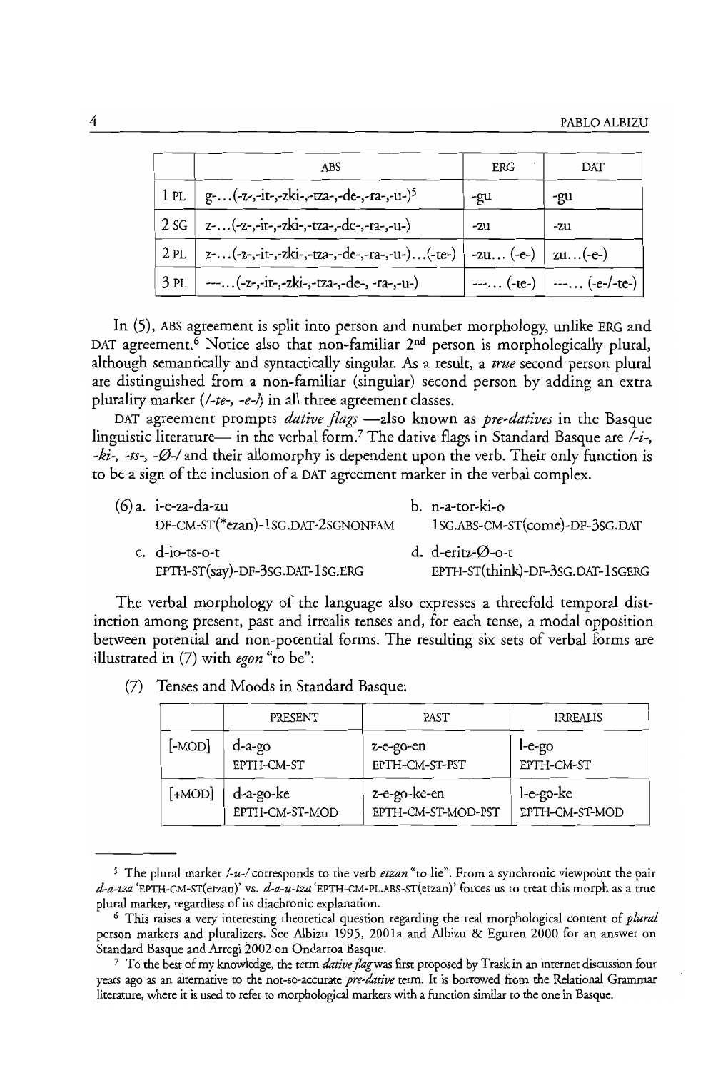| | ABS | ERG | DAT |
|---|---|---|---|
| 1 PL | g-...(-z-,-it-,-zki-,-tza-,-de-,-ra-,-u-)[5] | -gu | -gu |
| 2 SG | z-...(-z-,-it-,-zki-,-tza-,-de-,-ra-,-u-) | -zu | -zu |
| 2 PL | z-...(-z-,-it-,-zki-,-tza-,-de-,-ra-,-u-)...(-te-) | -zu... (-e-) | zu...(-e-) |
| 3 PL | ---...(-z-,-it-,-zki-,-tza-,-de-, -ra-,-u-) | ---... (-te-) | ---... (-e-/-te-) |

In (5), ABS agreement is split into person and number morphology, unlike ERG and DAT agreement.[6] Notice also that non-familiar 2[nd] person is morphologically plural, although semantically and syntactically singular. As a result, a *true* second person plural are distinguished from a non-familiar (singular) second person by adding an extra plurality marker (*/-te-, -e-/*) in all three agreement classes.

DAT agreement prompts *dative flags* —also known as *pre-datives* in the Basque linguistic literature— in the verbal form.[7] The dative flags in Standard Basque are */-i-, -ki-, -ts-, -Ø-/* and their allomorphy is dependent upon the verb. Their only function is to be a sign of the inclusion of a DAT agreement marker in the verbal complex.

(6) a. i-e-za-da-zu
DF-CM-ST(\*ezan)-1SG.DAT-2SGNONFAM

b. n-a-tor-ki-o
1SG.ABS-CM-ST(come)-DF-3SG.DAT

c. d-io-ts-o-t
EPTH-ST(say)-DF-3SG.DAT-1SG.ERG

d. d-eritz-Ø-o-t
EPTH-ST(think)-DF-3SG.DAT-1SGERG

The verbal morphology of the language also expresses a threefold temporal distinction among present, past and irrealis tenses and, for each tense, a modal opposition between potential and non-potential forms. The resulting six sets of verbal forms are illustrated in (7) with *egon* "to be":

(7) Tenses and Moods in Standard Basque:

| | PRESENT | PAST | IRREALIS |
|---|---|---|---|
| [-MOD] | d-a-go<br>EPTH-CM-ST | z-e-go-en<br>EPTH-CM-ST-PST | l-e-go<br>EPTH-CM-ST |
| [+MOD] | d-a-go-ke<br>EPTH-CM-ST-MOD | z-e-go-ke-en<br>EPTH-CM-ST-MOD-PST | l-e-go-ke<br>EPTH-CM-ST-MOD |

---

[5] The plural marker */-u-/* corresponds to the verb *etzan* "to lie". From a synchronic viewpoint the pair *d-a-tza* 'EPTH-CM-ST(etzan)' vs. *d-a-u-tza* 'EPTH-CM-PL.ABS-ST(etzan)' forces us to treat this morph as a true plural marker, regardless of its diachronic explanation.

[6] This raises a very interesting theoretical question regarding the real morphological content of *plural* person markers and pluralizers. See Albizu 1995, 2001a and Albizu & Eguren 2000 for an answer on Standard Basque and Arregi 2002 on Ondarroa Basque.

[7] To the best of my knowledge, the term *dative flag* was first proposed by Trask in an internet discussion four years ago as an alternative to the not-so-accurate *pre-dative* term. It is borrowed from the Relational Grammar literature, where it is used to refer to morphological markers with a function similar to the one in Basque.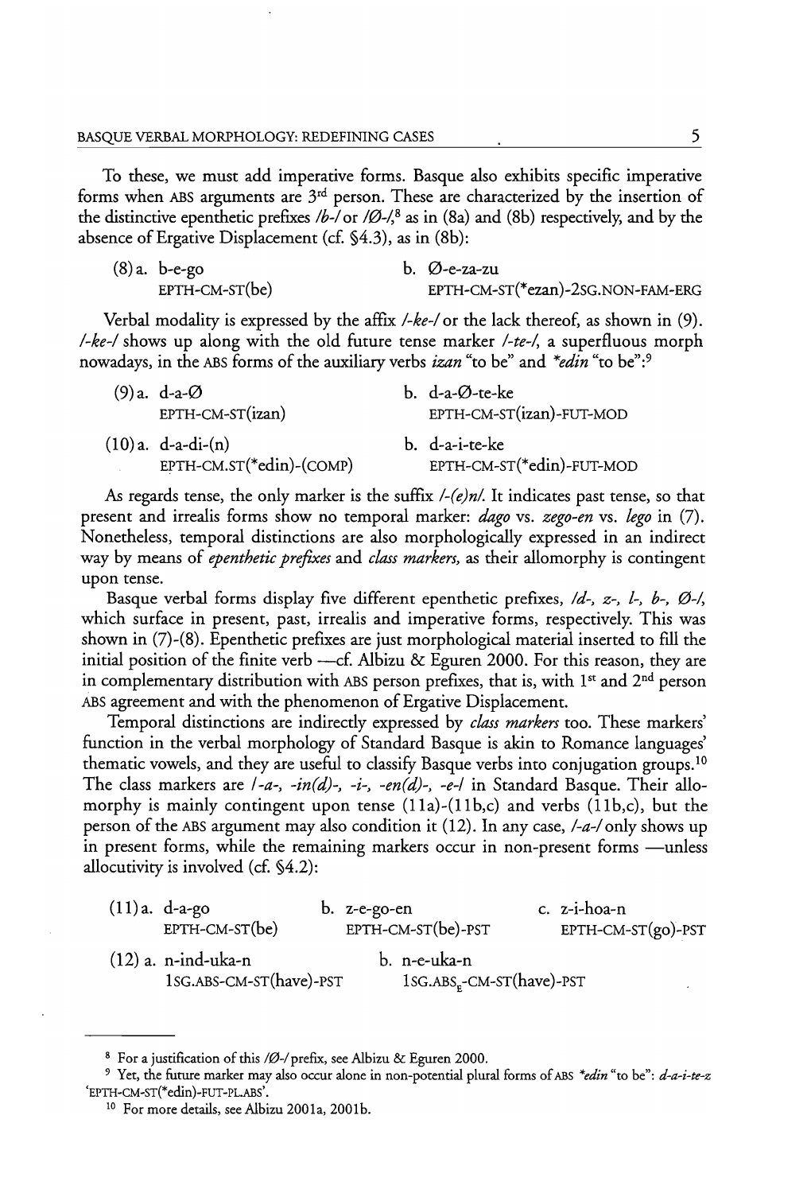To these, we must add imperative forms. Basque also exhibits specific imperative forms when ABS arguments are 3rd person. These are characterized by the insertion of the distinctive epenthetic prefixes /*b-*/ or /Ø-/,[8] as in (8a) and (8b) respectively, and by the absence of Ergative Displacement (cf. §4.3), as in (8b):

(8) a. b-e-go
EPTH-CM-ST(be)

b. Ø-e-za-zu
EPTH-CM-ST(*ezan)-2SG.NON-FAM-ERG

Verbal modality is expressed by the affix /*-ke-*/ or the lack thereof, as shown in (9). /*-ke-*/ shows up along with the old future tense marker /*-te-*/, a superfluous morph nowadays, in the ABS forms of the auxiliary verbs *izan* "to be" and *\*edin* "to be":[9]

(9) a. d-a-Ø
EPTH-CM-ST(izan)

b. d-a-Ø-te-ke
EPTH-CM-ST(izan)-FUT-MOD

(10) a. d-a-di-(n)
EPTH-CM.ST(*edin)-(COMP)

b. d-a-i-te-ke
EPTH-CM-ST(*edin)-FUT-MOD

As regards tense, the only marker is the suffix /*-(e)n*/. It indicates past tense, so that present and irrealis forms show no temporal marker: *dago* vs. *zego-en* vs. *lego* in (7). Nonetheless, temporal distinctions are also morphologically expressed in an indirect way by means of *epenthetic prefixes* and *class markers*, as their allomorphy is contingent upon tense.

Basque verbal forms display five different epenthetic prefixes, /*d-, z-, l-, b-, Ø-*/, which surface in present, past, irrealis and imperative forms, respectively. This was shown in (7)-(8). Epenthetic prefixes are just morphological material inserted to fill the initial position of the finite verb —cf. Albizu & Eguren 2000. For this reason, they are in complementary distribution with ABS person prefixes, that is, with 1st and 2nd person ABS agreement and with the phenomenon of Ergative Displacement.

Temporal distinctions are indirectly expressed by *class markers* too. These markers' function in the verbal morphology of Standard Basque is akin to Romance languages' thematic vowels, and they are useful to classify Basque verbs into conjugation groups.[10] The class markers are /*-a-, -in(d)-, -i-, -en(d)-, -e-*/ in Standard Basque. Their allomorphy is mainly contingent upon tense (11a)-(11b,c) and verbs (11b,c), but the person of the ABS argument may also condition it (12). In any case, /*-a-*/ only shows up in present forms, while the remaining markers occur in non-present forms —unless allocutivity is involved (cf. §4.2):

(11) a. d-a-go
EPTH-CM-ST(be)

b. z-e-go-en
EPTH-CM-ST(be)-PST

c. z-i-hoa-n
EPTH-CM-ST(go)-PST

(12) a. n-ind-uka-n
1SG.ABS-CM-ST(have)-PST

b. n-e-uka-n
1SG.ABS$_E$-CM-ST(have)-PST

---

[8] For a justification of this /Ø-/ prefix, see Albizu & Eguren 2000.

[9] Yet, the future marker may also occur alone in non-potential plural forms of ABS *\*edin* "to be": *d-a-i-te-z* 'EPTH-CM-ST(*edin)-FUT-PL.ABS'.

[10] For more details, see Albizu 2001a, 2001b.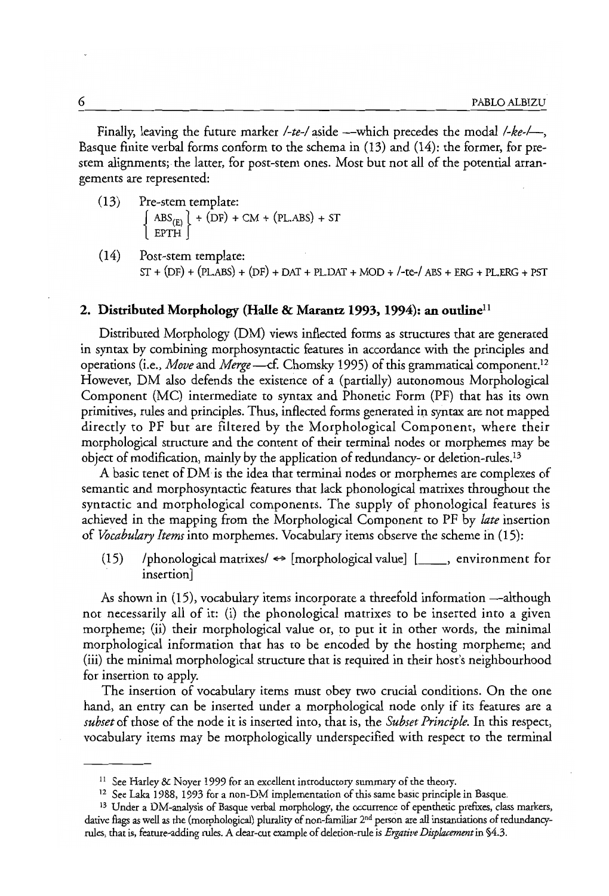Finally, leaving the future marker /-*te*-/ aside —which precedes the modal /-*ke*-/—, Basque finite verbal forms conform to the schema in (13) and (14): the former, for pre-stem alignments; the latter, for post-stem ones. Most but not all of the potential arrangements are represented:

(13) Pre-stem template:

$$\left\{ \begin{array}{c} \text{ABS}_{(E)} \\ \text{EPTH} \end{array} \right\} + (\text{DF}) + \text{CM} + (\text{PL.ABS}) + \text{ST}$$

(14) Post-stem template:

ST + (DF) + (PL.ABS) + (DF) + DAT + PL.DAT + MOD + /-te-/ ABS + ERG + PL.ERG + PST

## 2. Distributed Morphology (Halle & Marantz 1993, 1994): an outline[11]

Distributed Morphology (DM) views inflected forms as structures that are generated in syntax by combining morphosyntactic features in accordance with the principles and operations (i.e., *Move* and *Merge* —cf. Chomsky 1995) of this grammatical component.[12] However, DM also defends the existence of a (partially) autonomous Morphological Component (MC) intermediate to syntax and Phonetic Form (PF) that has its own primitives, rules and principles. Thus, inflected forms generated in syntax are not mapped directly to PF but are filtered by the Morphological Component, where their morphological structure and the content of their terminal nodes or morphemes may be object of modification, mainly by the application of redundancy- or deletion-rules.[13]

A basic tenet of DM is the idea that terminal nodes or morphemes are complexes of semantic and morphosyntactic features that lack phonological matrixes throughout the syntactic and morphological components. The supply of phonological features is achieved in the mapping from the Morphological Component to PF by *late* insertion of *Vocabulary Items* into morphemes. Vocabulary items observe the scheme in (15):

(15) /phonological matrixes/ ⇔ [morphological value] [____, environment for insertion]

As shown in (15), vocabulary items incorporate a threefold information —although not necessarily all of it: (i) the phonological matrixes to be inserted into a given morpheme; (ii) their morphological value or, to put it in other words, the minimal morphological information that has to be encoded by the hosting morpheme; and (iii) the minimal morphological structure that is required in their host's neighbourhood for insertion to apply.

The insertion of vocabulary items must obey two crucial conditions. On the one hand, an entry can be inserted under a morphological node only if its features are a *subset* of those of the node it is inserted into, that is, the *Subset Principle*. In this respect, vocabulary items may be morphologically underspecified with respect to the terminal

---

[11] See Harley & Noyer 1999 for an excellent introductory summary of the theory.

[12] See Laka 1988, 1993 for a non-DM implementation of this same basic principle in Basque.

[13] Under a DM-analysis of Basque verbal morphology, the occurrence of epenthetic prefixes, class markers, dative flags as well as the (morphological) plurality of non-familiar 2nd person are all instantiations of redundancy-rules, that is, feature-adding rules. A clear-cut example of deletion-rule is *Ergative Displacement* in §4.3.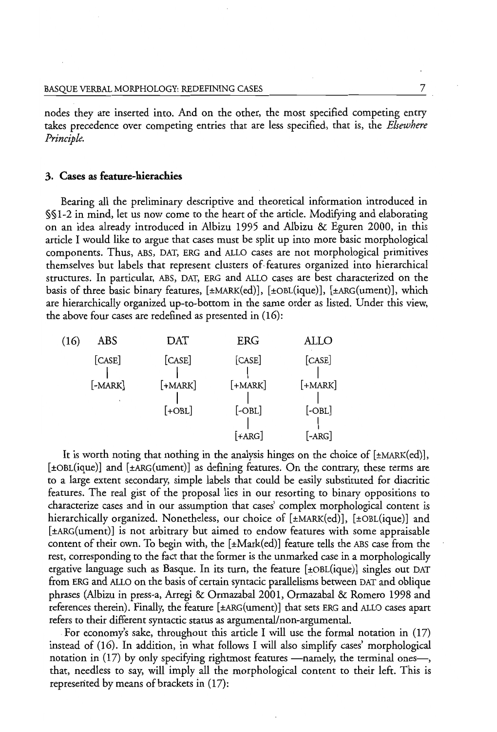nodes they are inserted into. And on the other, the most specified competing entry takes precedence over competing entries that are less specified, that is, the *Elsewhere Principle*.

## 3. Cases as feature-hierachies

Bearing all the preliminary descriptive and theoretical information introduced in §§1-2 in mind, let us now come to the heart of the article. Modifying and elaborating on an idea already introduced in Albizu 1995 and Albizu & Eguren 2000, in this article I would like to argue that cases must be split up into more basic morphological components. Thus, ABS, DAT, ERG and ALLO cases are not morphological primitives themselves but labels that represent clusters of features organized into hierarchical structures. In particular, ABS, DAT, ERG and ALLO cases are best characterized on the basis of three basic binary features, [±MARK(ed)], [±OBL(ique)], [±ARG(ument)], which are hierarchically organized up-to-bottom in the same order as listed. Under this view, the above four cases are redefined as presented in (16):

```
(16)  ABS        DAT        ERG        ALLO

     [CASE]     [CASE]     [CASE]     [CASE]
       |          |          |          |
     [-MARK]    [+MARK]    [+MARK]    [+MARK]
                  |          |          |
                [+OBL]     [-OBL]     [-OBL]
                             |          |
                           [+ARG]     [-ARG]
```

It is worth noting that nothing in the analysis hinges on the choice of [±MARK(ed)], [±OBL(ique)] and [±ARG(ument)] as defining features. On the contrary, these terms are to a large extent secondary, simple labels that could be easily substituted for diacritic features. The real gist of the proposal lies in our resorting to binary oppositions to characterize cases and in our assumption that cases' complex morphological content is hierarchically organized. Nonetheless, our choice of [±MARK(ed)], [±OBL(ique)] and [±ARG(ument)] is not arbitrary but aimed to endow features with some appraisable content of their own. To begin with, the [±Mark(ed)] feature tells the ABS case from the rest, corresponding to the fact that the former is the unmarked case in a morphologically ergative language such as Basque. In its turn, the feature [±OBL(ique)] singles out DAT from ERG and ALLO on the basis of certain syntacic parallelisms between DAT and oblique phrases (Albizu in press-a, Arregi & Ormazabal 2001, Ormazabal & Romero 1998 and references therein). Finally, the feature [±ARG(ument)] that sets ERG and ALLO cases apart refers to their different syntactic status as argumental/non-argumental.

For economy's sake, throughout this article I will use the formal notation in (17) instead of (16). In addition, in what follows I will also simplify cases' morphological notation in (17) by only specifying rightmost features —namely, the terminal ones—, that, needless to say, will imply all the morphological content to their left. This is represented by means of brackets in (17):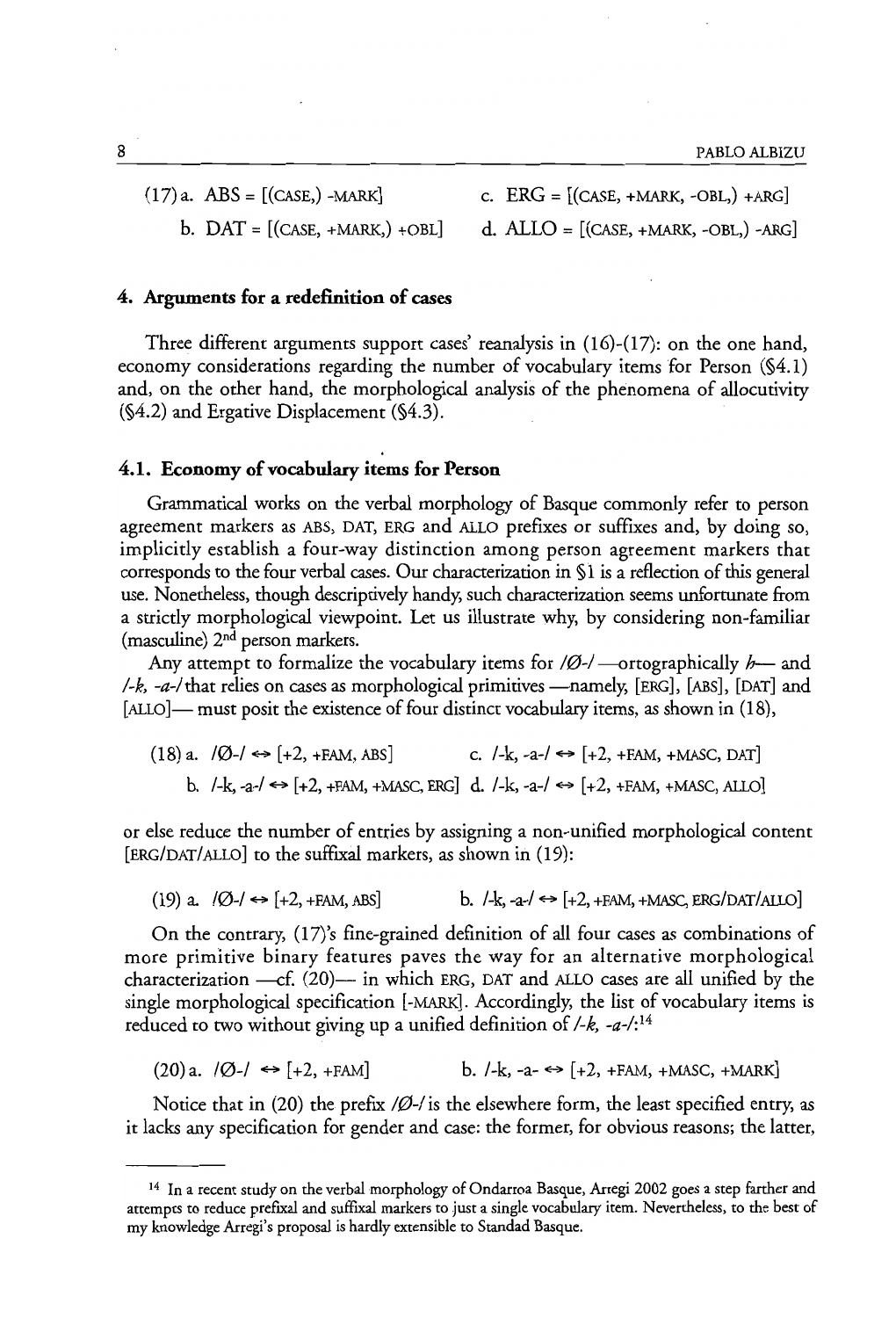(17) a. ABS = [(CASE,) -MARK]

b. DAT = [(CASE, +MARK,) +OBL]

c. ERG = [(CASE, +MARK, -OBL,) +ARG]

d. ALLO = [(CASE, +MARK, -OBL,) -ARG]

## 4. Arguments for a redefinition of cases

Three different arguments support cases' reanalysis in (16)-(17): on the one hand, economy considerations regarding the number of vocabulary items for Person (§4.1) and, on the other hand, the morphological analysis of the phenomena of allocutivity (§4.2) and Ergative Displacement (§4.3).

### 4.1. Economy of vocabulary items for Person

Grammatical works on the verbal morphology of Basque commonly refer to person agreement markers as ABS, DAT, ERG and ALLO prefixes or suffixes and, by doing so, implicitly establish a four-way distinction among person agreement markers that corresponds to the four verbal cases. Our characterization in §1 is a reflection of this general use. Nonetheless, though descriptively handy, such characterization seems unfortunate from a strictly morphological viewpoint. Let us illustrate why, by considering non-familiar (masculine) 2[nd] person markers.

Any attempt to formalize the vocabulary items for */Ø-/* —ortographically *h*— and */-k, -a-/* that relies on cases as morphological primitives —namely, [ERG], [ABS], [DAT] and [ALLO]— must posit the existence of four distinct vocabulary items, as shown in (18),

(18) a. /Ø-/ ⇔ [+2, +FAM, ABS]

b. /-k, -a-/ ⇔ [+2, +FAM, +MASC, ERG]

c. /-k, -a-/ ⇔ [+2, +FAM, +MASC, DAT]

d. /-k, -a-/ ⇔ [+2, +FAM, +MASC, ALLO]

or else reduce the number of entries by assigning a non-unified morphological content [ERG/DAT/ALLO] to the suffixal markers, as shown in (19):

(19) a. /Ø-/ ⇔ [+2, +FAM, ABS]

b. /-k, -a-/ ⇔ [+2, +FAM, +MASC, ERG/DAT/ALLO]

On the contrary, (17)'s fine-grained definition of all four cases as combinations of more primitive binary features paves the way for an alternative morphological characterization —cf. (20)— in which ERG, DAT and ALLO cases are all unified by the single morphological specification [-MARK]. Accordingly, the list of vocabulary items is reduced to two without giving up a unified definition of */-k, -a-/*:[14]

(20) a. /Ø-/ ⇔ [+2, +FAM]

b. /-k, -a- ⇔ [+2, +FAM, +MASC, +MARK]

Notice that in (20) the prefix */Ø-/* is the elsewhere form, the least specified entry, as it lacks any specification for gender and case: the former, for obvious reasons; the latter,

---

[14] In a recent study on the verbal morphology of Ondarroa Basque, Arregi 2002 goes a step farther and attempts to reduce prefixal and suffixal markers to just a single vocabulary item. Nevertheless, to the best of my knowledge Arregi's proposal is hardly extensible to Standad Basque.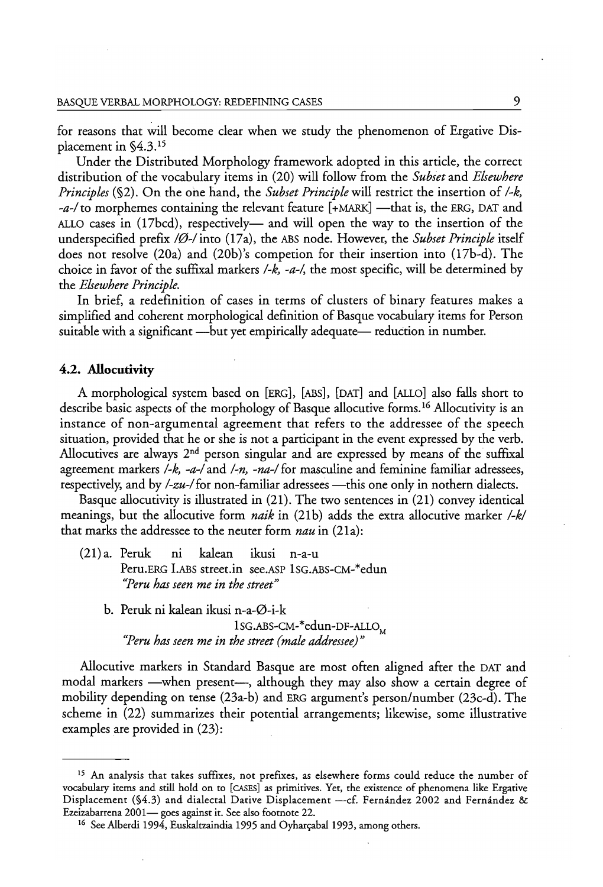for reasons that will become clear when we study the phenomenon of Ergative Displacement in §4.3.[15]

Under the Distributed Morphology framework adopted in this article, the correct distribution of the vocabulary items in (20) will follow from the *Subset* and *Elsewhere Principles* (§2). On the one hand, the *Subset Principle* will restrict the insertion of */-k, -a-/* to morphemes containing the relevant feature [+MARK] —that is, the ERG, DAT and ALLO cases in (17bcd), respectively— and will open the way to the insertion of the underspecified prefix */Ø-/* into (17a), the ABS node. However, the *Subset Principle* itself does not resolve (20a) and (20b)'s competion for their insertion into (17b-d). The choice in favor of the suffixal markers */-k, -a-/*, the most specific, will be determined by the *Elsewhere Principle*.

In brief, a redefinition of cases in terms of clusters of binary features makes a simplified and coherent morphological definition of Basque vocabulary items for Person suitable with a significant —but yet empirically adequate— reduction in number.

### 4.2. Allocutivity

A morphological system based on [ERG], [ABS], [DAT] and [ALLO] also falls short to describe basic aspects of the morphology of Basque allocutive forms.[16] Allocutivity is an instance of non-argumental agreement that refers to the addressee of the speech situation, provided that he or she is not a participant in the event expressed by the verb. Allocutives are always 2nd person singular and are expressed by means of the suffixal agreement markers */-k, -a-/* and */-n, -na-/* for masculine and feminine familiar adressees, respectively, and by */-zu-/* for non-familiar adressees —this one only in nothern dialects.

Basque allocutivity is illustrated in (21). The two sentences in (21) convey identical meanings, but the allocutive form *naik* in (21b) adds the extra allocutive marker */-k/* that marks the addressee to the neuter form *nau* in (21a):

(21) a. Peruk ni kalean ikusi n-a-u
Peru.ERG I.ABS street.in see.ASP 1SG.ABS-CM-*edun
*"Peru has seen me in the street"*

b. Peruk ni kalean ikusi n-a-Ø-i-k
1SG.ABS-CM-*edun-DF-ALLO$_M$
*"Peru has seen me in the street (male addressee)"*

Allocutive markers in Standard Basque are most often aligned after the DAT and modal markers —when present—, although they may also show a certain degree of mobility depending on tense (23a-b) and ERG argument's person/number (23c-d). The scheme in (22) summarizes their potential arrangements; likewise, some illustrative examples are provided in (23):

---

[15] An analysis that takes suffixes, not prefixes, as elsewhere forms could reduce the number of vocabulary items and still hold on to [CASES] as primitives. Yet, the existence of phenomena like Ergative Displacement (§4.3) and dialectal Dative Displacement —cf. Fernández 2002 and Fernández & Ezeizabarrena 2001— goes against it. See also footnote 22.

[16] See Alberdi 1994, Euskaltzaindia 1995 and Oyharçabal 1993, among others.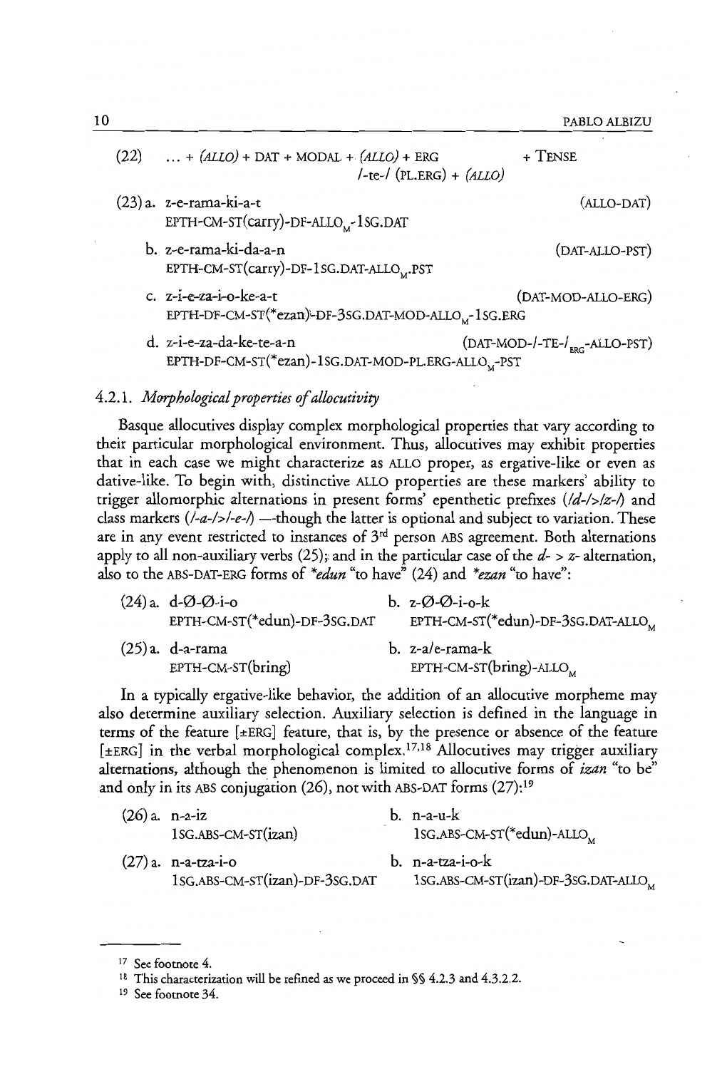(22) … + *(ALLO)* + DAT + MODAL + *(ALLO)* + ERG + TENSE
/-te-/ (PL.ERG) + *(ALLO)*

(23) a. z-e-rama-ki-a-t (ALLO-DAT)
EPTH-CM-ST(carry)-DF-ALLO$_M$-1SG.DAT

b. z-e-rama-ki-da-a-n (DAT-ALLO-PST)
EPTH-CM-ST(carry)-DF-1SG.DAT-ALLO$_M$.PST

c. z-i-e-za-i-o-ke-a-t (DAT-MOD-ALLO-ERG)
EPTH-DF-CM-ST(*ezan)-DF-3SG.DAT-MOD-ALLO$_M$-1SG.ERG

d. z-i-e-za-da-ke-te-a-n (DAT-MOD-/-TE-/$_{ERG}$-ALLO-PST)
EPTH-DF-CM-ST(*ezan)-1SG.DAT-MOD-PL.ERG-ALLO$_M$-PST

### 4.2.1. *Morphological properties of allocutivity*

Basque allocutives display complex morphological properties that vary according to their particular morphological environment. Thus, allocutives may exhibit properties that in each case we might characterize as ALLO proper, as ergative-like or even as dative-like. To begin with, distinctive ALLO properties are these markers' ability to trigger allomorphic alternations in present forms' epenthetic prefixes (*/d-/>/z-/*) and class markers (*/-a-/>/-e-/*) —though the latter is optional and subject to variation. These are in any event restricted to instances of 3[rd] person ABS agreement. Both alternations apply to all non-auxiliary verbs (25); and in the particular case of the *d- > z-* alternation, also to the ABS-DAT-ERG forms of *\*edun* "to have" (24) and *\*ezan* "to have":

(24) a. d-Ø-Ø-i-o
EPTH-CM-ST(*edun)-DF-3SG.DAT

b. z-Ø-Ø-i-o-k
EPTH-CM-ST(*edun)-DF-3SG.DAT-ALLO$_M$

(25) a. d-a-rama
EPTH-CM-ST(bring)

b. z-a/e-rama-k
EPTH-CM-ST(bring)-ALLO$_M$

In a typically ergative-like behavior, the addition of an allocutive morpheme may also determine auxiliary selection. Auxiliary selection is defined in the language in terms of the feature [±ERG] feature, that is, by the presence or absence of the feature [±ERG] in the verbal morphological complex.[17,18] Allocutives may trigger auxiliary alternations, although the phenomenon is limited to allocutive forms of *izan* "to be" and only in its ABS conjugation (26), not with ABS-DAT forms (27):[19]

(26) a. n-a-iz
1SG.ABS-CM-ST(izan)

b. n-a-u-k
1SG.ABS-CM-ST(*edun)-ALLO$_M$

(27) a. n-a-tza-i-o
1SG.ABS-CM-ST(izan)-DF-3SG.DAT

b. n-a-tza-i-o-k
1SG.ABS-CM-ST(izan)-DF-3SG.DAT-ALLO$_M$

---

[17] See footnote 4.

[18] This characterization will be refined as we proceed in §§ 4.2.3 and 4.3.2.2.

[19] See footnote 34.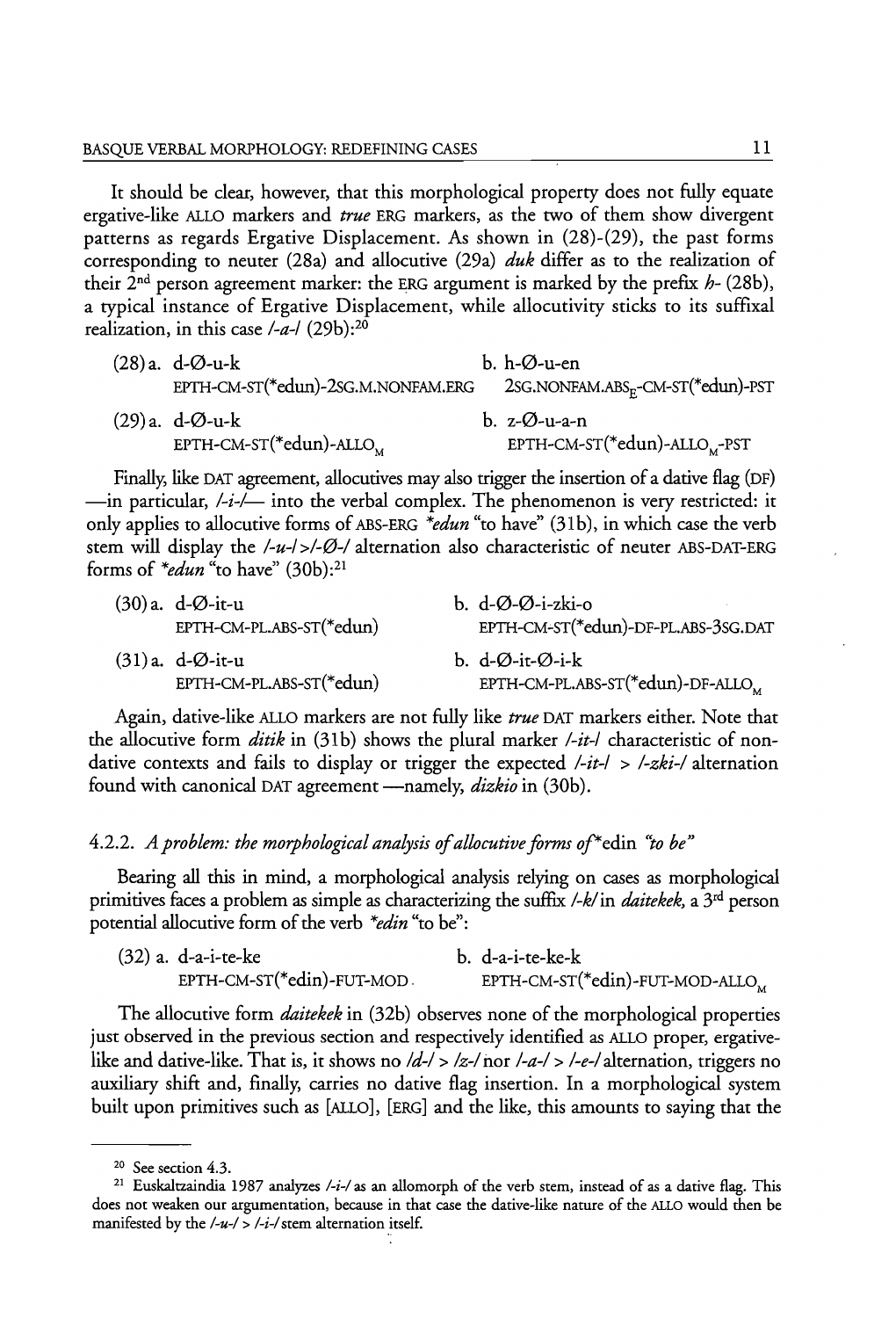It should be clear, however, that this morphological property does not fully equate ergative-like ALLO markers and *true* ERG markers, as the two of them show divergent patterns as regards Ergative Displacement. As shown in (28)-(29), the past forms corresponding to neuter (28a) and allocutive (29a) *duk* differ as to the realization of their 2nd person agreement marker: the ERG argument is marked by the prefix *h-* (28b), a typical instance of Ergative Displacement, while allocutivity sticks to its suffixal realization, in this case /-*a*-/ (29b):[20]

(28) a. d-Ø-u-k
EPTH-CM-ST(*edun)-2SG.M.NONFAM.ERG

b. h-Ø-u-en
2SG.NONFAM.ABS$_E$-CM-ST(*edun)-PST

(29) a. d-Ø-u-k
EPTH-CM-ST(*edun)-ALLO$_M$

b. z-Ø-u-a-n
EPTH-CM-ST(*edun)-ALLO$_M$-PST

Finally, like DAT agreement, allocutives may also trigger the insertion of a dative flag (DF) —in particular, /-*i*-/— into the verbal complex. The phenomenon is very restricted: it only applies to allocutive forms of ABS-ERG *\*edun* "to have" (31b), in which case the verb stem will display the /-*u*-/>/-Ø-/ alternation also characteristic of neuter ABS-DAT-ERG forms of *\*edun* "to have" (30b):[21]

(30) a. d-Ø-it-u
EPTH-CM-PL.ABS-ST(*edun)

b. d-Ø-Ø-i-zki-o
EPTH-CM-ST(*edun)-DF-PL.ABS-3SG.DAT

(31) a. d-Ø-it-u
EPTH-CM-PL.ABS-ST(*edun)

b. d-Ø-it-Ø-i-k
EPTH-CM-PL.ABS-ST(*edun)-DF-ALLO$_M$

Again, dative-like ALLO markers are not fully like *true* DAT markers either. Note that the allocutive form *ditik* in (31b) shows the plural marker /-*it*-/ characteristic of non-dative contexts and fails to display or trigger the expected /-*it*-/ > /-*zki*-/ alternation found with canonical DAT agreement —namely, *dizkio* in (30b).

### 4.2.2. *A problem: the morphological analysis of allocutive forms of* \*edin *"to be"*

Bearing all this in mind, a morphological analysis relying on cases as morphological primitives faces a problem as simple as characterizing the suffix /-*k*/ in *daitekek*, a 3rd person potential allocutive form of the verb *\*edin* "to be":

(32) a. d-a-i-te-ke
EPTH-CM-ST(*edin)-FUT-MOD

b. d-a-i-te-ke-k
EPTH-CM-ST(*edin)-FUT-MOD-ALLO$_M$

The allocutive form *daitekek* in (32b) observes none of the morphological properties just observed in the previous section and respectively identified as ALLO proper, ergative-like and dative-like. That is, it shows no /*d*-/ > /*z*-/ nor /-*a*-/ > /-*e*-/ alternation, triggers no auxiliary shift and, finally, carries no dative flag insertion. In a morphological system built upon primitives such as [ALLO], [ERG] and the like, this amounts to saying that the

---

[20] See section 4.3.

[21] Euskaltzaindia 1987 analyzes /-*i*-/ as an allomorph of the verb stem, instead of as a dative flag. This does not weaken our argumentation, because in that case the dative-like nature of the ALLO would then be manifested by the /-*u*-/ > /-*i*-/ stem alternation itself.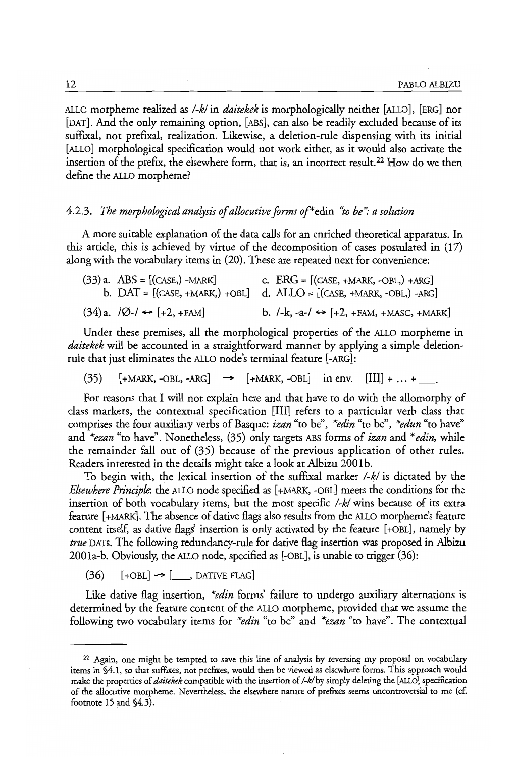ALLO morpheme realized as /-*k*/ in *daitekek* is morphologically neither [ALLO], [ERG] nor [DAT]. And the only remaining option, [ABS], can also be readily excluded because of its suffixal, not prefixal, realization. Likewise, a deletion-rule dispensing with its initial [ALLO] morphological specification would not work either, as it would also activate the insertion of the prefix, the elsewhere form, that is, an incorrect result.[22] How do we then define the ALLO morpheme?

### 4.2.3. *The morphological analysis of allocutive forms of* \*edin *"to be": a solution*

A more suitable explanation of the data calls for an enriched theoretical apparatus. In this article, this is achieved by virtue of the decomposition of cases postulated in (17) along with the vocabulary items in (20). These are repeated next for convenience:

(33) a. ABS = [(CASE,) -MARK]  
b. DAT = [(CASE, +MARK,) +OBL]  
c. ERG = [(CASE, +MARK, -OBL,) +ARG]  
d. ALLO = [(CASE, +MARK, -OBL,) -ARG]

(34) a. /Ø-/ ↔ [+2, +FAM]  
b. /-k, -a-/ ↔ [+2, +FAM, +MASC, +MARK]

Under these premises, all the morphological properties of the ALLO morpheme in *daitekek* will be accounted in a straightforward manner by applying a simple deletion-rule that just eliminates the ALLO node's terminal feature [-ARG]:

(35) [+MARK, -OBL, -ARG] → [+MARK, -OBL] in env. [III] + ... + ___

For reasons that I will not explain here and that have to do with the allomorphy of class markers, the contextual specification [III] refers to a particular verb class that comprises the four auxiliary verbs of Basque: *izan* "to be", *\*edin* "to be", *\*edun* "to have" and *\*ezan* "to have". Nonetheless, (35) only targets ABS forms of *izan* and *\*edin*, while the remainder fall out of (35) because of the previous application of other rules. Readers interested in the details might take a look at Albizu 2001b.

To begin with, the lexical insertion of the suffixal marker /-*k*/ is dictated by the *Elsewhere Principle*: the ALLO node specified as [+MARK, -OBL] meets the conditions for the insertion of both vocabulary items, but the most specific /-*k*/ wins because of its extra feature [+MARK]. The absence of dative flags also results from the ALLO morpheme's feature content itself, as dative flags' insertion is only activated by the feature [+OBL], namely by *true* DATs. The following redundancy-rule for dative flag insertion was proposed in Albizu 2001a-b. Obviously, the ALLO node, specified as [-OBL], is unable to trigger (36):

(36) [+OBL] → [___, DATIVE FLAG]

Like dative flag insertion, *\*edin* forms' failure to undergo auxiliary alternations is determined by the feature content of the ALLO morpheme, provided that we assume the following two vocabulary items for *\*edin* "to be" and *\*ezan* "to have". The contextual

---

[22] Again, one might be tempted to save this line of analysis by reversing my proposal on vocabulary items in §4.1, so that suffixes, not prefixes, would then be viewed as elsewhere forms. This approach would make the properties of *daitekek* compatible with the insertion of /-*k*/ by simply deleting the [ALLO] specification of the allocutive morpheme. Nevertheless, the elsewhere nature of prefixes seems uncontroversial to me (cf. footnote 15 and §4.3).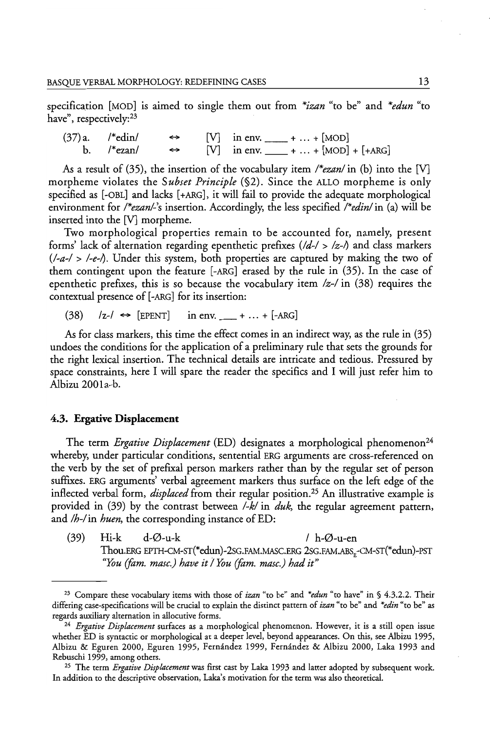specification [MOD] is aimed to single them out from *\*izan* "to be" and *\*edun* "to have", respectively:[23]

(37) a. /\*edin/ ↔ [V] in env. ____ + ... + [MOD]
&nbsp;&nbsp;&nbsp;&nbsp;&nbsp;&nbsp;b. /\*ezan/ ↔ [V] in env. ____ + ... + [MOD] + [+ARG]

As a result of (35), the insertion of the vocabulary item */\*ezan/* in (b) into the [V] morpheme violates the *Subset Principle* (§2). Since the ALLO morpheme is only specified as [-OBL] and lacks [+ARG], it will fail to provide the adequate morphological environment for */\*ezan/*-'s insertion. Accordingly, the less specified */\*edin/* in (a) will be inserted into the [V] morpheme.

Two morphological properties remain to be accounted for, namely, present forms' lack of alternation regarding epenthetic prefixes (*/d-/* > */z-/*) and class markers (*/-a-/* > */-e-/*). Under this system, both properties are captured by making the two of them contingent upon the feature [-ARG] erased by the rule in (35). In the case of epenthetic prefixes, this is so because the vocabulary item */z-/* in (38) requires the contextual presence of [-ARG] for its insertion:

(38) /z-/ ↔ [EPENT] in env. ___ + ... + [-ARG]

As for class markers, this time the effect comes in an indirect way, as the rule in (35) undoes the conditions for the application of a preliminary rule that sets the grounds for the right lexical insertion. The technical details are intricate and tedious. Pressured by space constraints, here I will spare the reader the specifics and I will just refer him to Albizu 2001a-b.

### 4.3. Ergative Displacement

The term *Ergative Displacement* (ED) designates a morphological phenomenon[24] whereby, under particular conditions, sentential ERG arguments are cross-referenced on the verb by the set of prefixal person markers rather than by the regular set of person suffixes. ERG arguments' verbal agreement markers thus surface on the left edge of the inflected verbal form, *displaced* from their regular position.[25] An illustrative example is provided in (39) by the contrast between */-k/* in *duk*, the regular agreement pattern, and */h-/* in *huen*, the corresponding instance of ED:

(39) Hi-k d-Ø-u-k / h-Ø-u-en
Thou.ERG EPTH-CM-ST(\*edun)-2SG.FAM.MASC.ERG 2SG.FAM.ABS$_E$-CM-ST(\*edun)-PST
*"You (fam. masc.) have it / You (fam. masc.) had it"*

---

[23] Compare these vocabulary items with those of *izan* "to be" and *\*edun* "to have" in § 4.3.2.2. Their differing case-specifications will be crucial to explain the distinct pattern of *izan* "to be" and *\*edin* "to be" as regards auxiliary alternation in allocutive forms.

[24] *Ergative Displacement* surfaces as a morphological phenomenon. However, it is a still open issue whether ED is syntactic or morphological at a deeper level, beyond appearances. On this, see Albizu 1995, Albizu & Eguren 2000, Eguren 1995, Fernández 1999, Fernández & Albizu 2000, Laka 1993 and Rebuschi 1999, among others.

[25] The term *Ergative Displacement* was first cast by Laka 1993 and latter adopted by subsequent work. In addition to the descriptive observation, Laka's motivation for the term was also theoretical.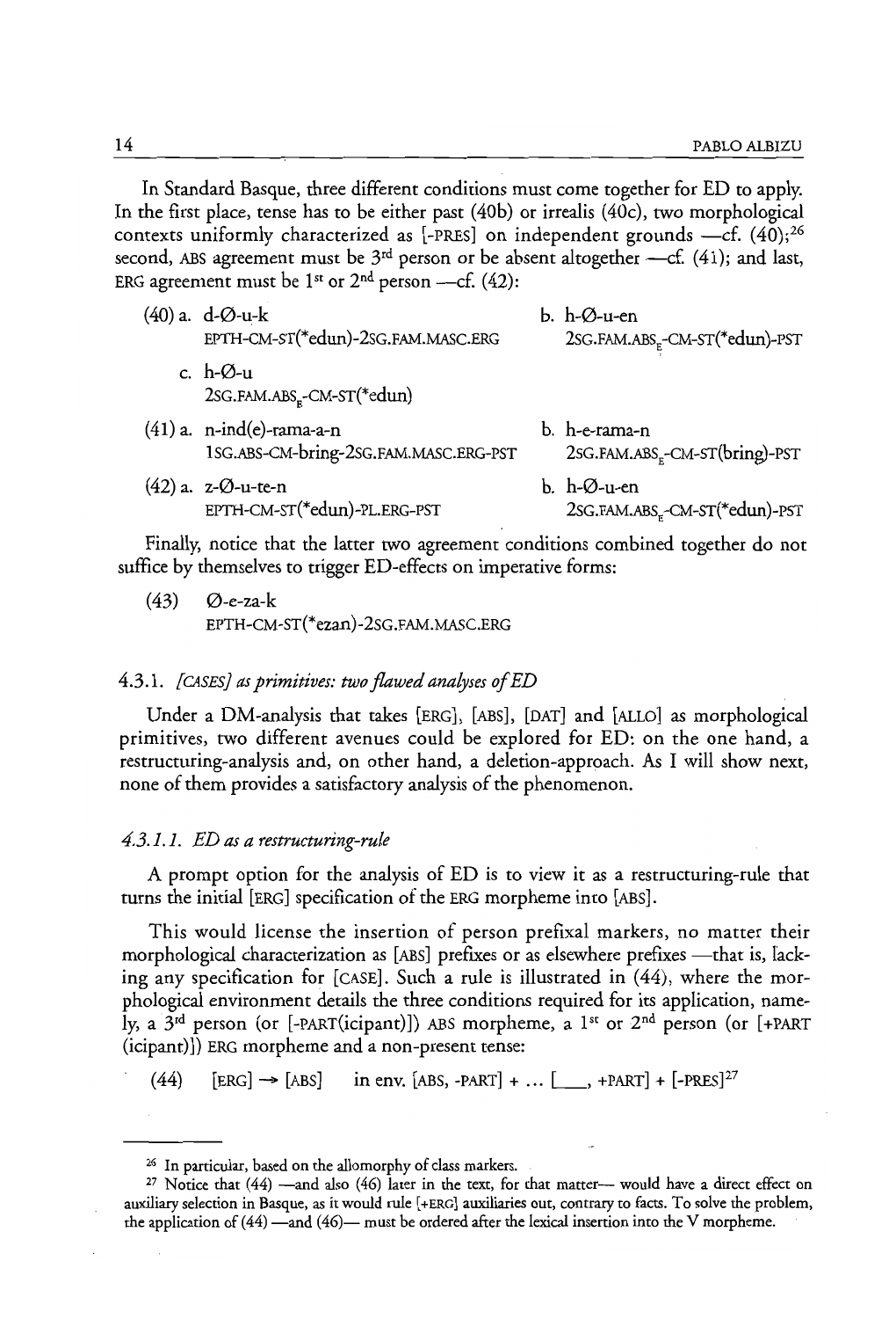In Standard Basque, three different conditions must come together for ED to apply. In the first place, tense has to be either past (40b) or irrealis (40c), two morphological contexts uniformly characterized as [-PRES] on independent grounds —cf. (40);[26] second, ABS agreement must be 3rd person or be absent altogether —cf. (41); and last, ERG agreement must be 1st or 2nd person —cf. (42):

(40) a. d-Ø-u-k
EPTH-CM-ST(*edun)-2SG.FAM.MASC.ERG

b. h-Ø-u-en
2SG.FAM.ABS$_E$-CM-ST(*edun)-PST

c. h-Ø-u
2SG.FAM.ABS$_E$-CM-ST(*edun)

(41) a. n-ind(e)-rama-a-n
1SG.ABS-CM-bring-2SG.FAM.MASC.ERG-PST

b. h-e-rama-n
2SG.FAM.ABS$_E$-CM-ST(bring)-PST

(42) a. z-Ø-u-te-n
EPTH-CM-ST(*edun)-PL.ERG-PST

b. h-Ø-u-en
2SG.FAM.ABS$_E$-CM-ST(*edun)-PST

Finally, notice that the latter two agreement conditions combined together do not suffice by themselves to trigger ED-effects on imperative forms:

(43) Ø-e-za-k
EPTH-CM-ST(*ezan)-2SG.FAM.MASC.ERG

#### 4.3.1. *[CASES] as primitives: two flawed analyses of ED*

Under a DM-analysis that takes [ERG], [ABS], [DAT] and [ALLO] as morphological primitives, two different avenues could be explored for ED: on the one hand, a restructuring-analysis and, on other hand, a deletion-approach. As I will show next, none of them provides a satisfactory analysis of the phenomenon.

##### *4.3.1.1. ED as a restructuring-rule*

A prompt option for the analysis of ED is to view it as a restructuring-rule that turns the initial [ERG] specification of the ERG morpheme into [ABS].

This would license the insertion of person prefixal markers, no matter their morphological characterization as [ABS] prefixes or as elsewhere prefixes —that is, lacking any specification for [CASE]. Such a rule is illustrated in (44), where the morphological environment details the three conditions required for its application, namely, a 3rd person (or [-PART(icipant)]) ABS morpheme, a 1st or 2nd person (or [+PART (icipant)]) ERG morpheme and a non-present tense:

(44) [ERG] → [ABS] in env. [ABS, -PART] + ... [___, +PART] + [-PRES][27]

---

[26] In particular, based on the allomorphy of class markers.

[27] Notice that (44) —and also (46) later in the text, for that matter— would have a direct effect on auxiliary selection in Basque, as it would rule [+ERG] auxiliaries out, contrary to facts. To solve the problem, the application of (44) —and (46)— must be ordered after the lexical insertion into the V morpheme.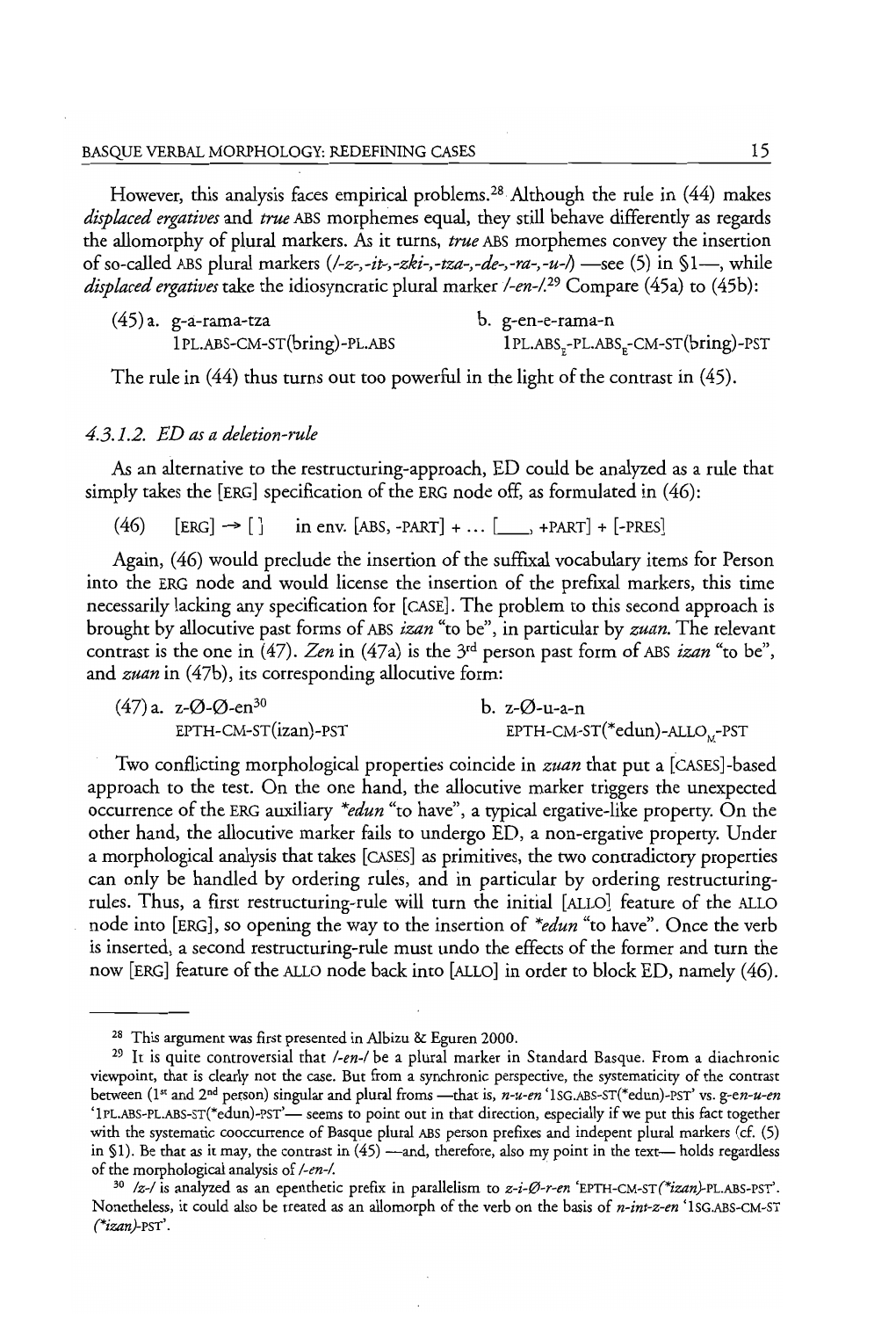However, this analysis faces empirical problems.[28] Although the rule in (44) makes *displaced ergatives* and *true* ABS morphemes equal, they still behave differently as regards the allomorphy of plural markers. As it turns, *true* ABS morphemes convey the insertion of so-called ABS plural markers (*/-z-,-it-,-zki-,-tza-,-de-,-ra-,-u-/*) —see (5) in §1—, while *displaced ergatives* take the idiosyncratic plural marker */-en-/*.[29] Compare (45a) to (45b):

(45) a. g-a-rama-tza
1PL.ABS-CM-ST(bring)-PL.ABS

b. g-en-e-rama-n
1PL.ABS$_E$-PL.ABS$_E$-CM-ST(bring)-PST

The rule in (44) thus turns out too powerful in the light of the contrast in (45).

#### *4.3.1.2. ED as a deletion-rule*

As an alternative to the restructuring-approach, ED could be analyzed as a rule that simply takes the [ERG] specification of the ERG node off, as formulated in (46):

(46) [ERG] → [ ] in env. [ABS, -PART] + ... [___, +PART] + [-PRES]

Again, (46) would preclude the insertion of the suffixal vocabulary items for Person into the ERG node and would license the insertion of the prefixal markers, this time necessarily lacking any specification for [CASE]. The problem to this second approach is brought by allocutive past forms of ABS *izan* "to be", in particular by *zuan*. The relevant contrast is the one in (47). *Zen* in (47a) is the 3rd person past form of ABS *izan* "to be", and *zuan* in (47b), its corresponding allocutive form:

(47) a. z-Ø-Ø-en[30]
EPTH-CM-ST(izan)-PST

b. z-Ø-u-a-n
EPTH-CM-ST(*edun)-ALLO$_M$-PST

Two conflicting morphological properties coincide in *zuan* that put a [CASES]-based approach to the test. On the one hand, the allocutive marker triggers the unexpected occurrence of the ERG auxiliary *\*edun* "to have", a typical ergative-like property. On the other hand, the allocutive marker fails to undergo ED, a non-ergative property. Under a morphological analysis that takes [CASES] as primitives, the two contradictory properties can only be handled by ordering rules, and in particular by ordering restructuring-rules. Thus, a first restructuring-rule will turn the initial [ALLO] feature of the ALLO node into [ERG], so opening the way to the insertion of *\*edun* "to have". Once the verb is inserted, a second restructuring-rule must undo the effects of the former and turn the now [ERG] feature of the ALLO node back into [ALLO] in order to block ED, namely (46).

---

[28] This argument was first presented in Albizu & Eguren 2000.

[29] It is quite controversial that */-en-/* be a plural marker in Standard Basque. From a diachronic viewpoint, that is clearly not the case. But from a synchronic perspective, the systematicity of the contrast between (1st and 2nd person) singular and plural froms —that is, *n-u-en* '1SG.ABS-ST(\*edun)-PST' vs. g-*en-u-en* '1PL.ABS-PL.ABS-ST(\*edun)-PST'— seems to point out in that direction, especially if we put this fact together with the systematic cooccurrence of Basque plural ABS person prefixes and indepent plural markers (cf. (5) in §1). Be that as it may, the contrast in (45) —and, therefore, also my point in the text— holds regardless of the morphological analysis of */-en-/*.

[30] */z-/* is analyzed as an epenthetic prefix in parallelism to *z-i-Ø-r-en* 'EPTH-CM-ST(*\*izan*)-PL.ABS-PST'. Nonetheless, it could also be treated as an allomorph of the verb on the basis of *n-int-z-en* '1SG.ABS-CM-ST (*\*izan*)-PST'.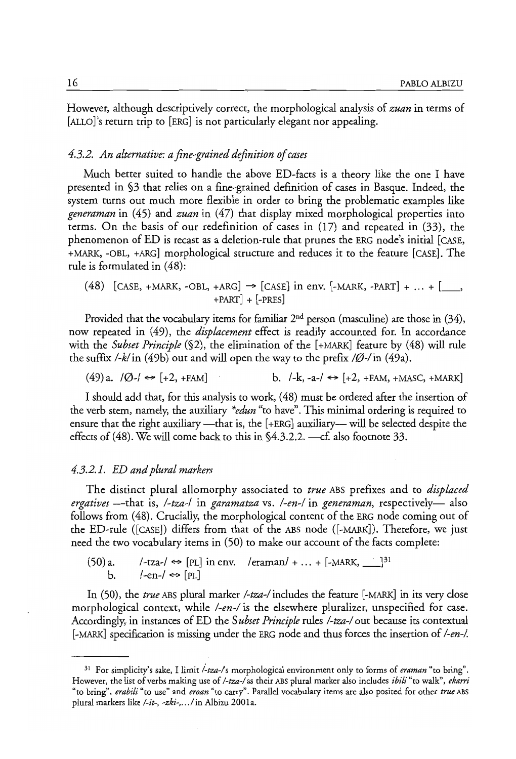However, although descriptively correct, the morphological analysis of *zuan* in terms of [ALLO]'s return trip to [ERG] is not particularly elegant nor appealing.

#### 4.3.2. *An alternative: a fine-grained definition of cases*

Much better suited to handle the above ED-facts is a theory like the one I have presented in §3 that relies on a fine-grained definition of cases in Basque. Indeed, the system turns out much more flexible in order to bring the problematic examples like *generaman* in (45) and *zuan* in (47) that display mixed morphological properties into terms. On the basis of our redefinition of cases in (17) and repeated in (33), the phenomenon of ED is recast as a deletion-rule that prunes the ERG node's initial [CASE, +MARK, -OBL, +ARG] morphological structure and reduces it to the feature [CASE]. The rule is formulated in (48):

(48) [CASE, +MARK, -OBL, +ARG] → [CASE] in env. [-MARK, -PART] + ... + [___, +PART] + [-PRES]

Provided that the vocabulary items for familiar 2nd person (masculine) are those in (34), now repeated in (49), the *displacement* effect is readily accounted for. In accordance with the *Subset Principle* (§2), the elimination of the [+MARK] feature by (48) will rule the suffix */-k/* in (49b) out and will open the way to the prefix */Ø-/* in (49a).

(49) a. /Ø-/ ⇔ [+2, +FAM] &nbsp;&nbsp;&nbsp;&nbsp;&nbsp;&nbsp; b. /-k, -a-/ ⇔ [+2, +FAM, +MASC, +MARK]

I should add that, for this analysis to work, (48) must be ordered after the insertion of the verb stem, namely, the auxiliary *\*edun* "to have". This minimal ordering is required to ensure that the right auxiliary —that is, the [+ERG] auxiliary— will be selected despite the effects of (48). We will come back to this in §4.3.2.2. —cf. also footnote 33.

##### 4.3.2.1. *ED and plural markers*

The distinct plural allomorphy associated to *true* ABS prefixes and to *displaced ergatives* —that is, */-tza-/* in *garamatza* vs. */-en-/* in *generaman*, respectively— also follows from (48). Crucially, the morphological content of the ERG node coming out of the ED-rule ([CASE]) differs from that of the ABS node ([-MARK]). Therefore, we just need the two vocabulary items in (50) to make our account of the facts complete:

(50) a. &nbsp;&nbsp; /-tza-/ ⇔ [PL] in env. &nbsp; /eraman/ + ... + [-MARK, ___][31]
&nbsp;&nbsp;&nbsp;&nbsp;&nbsp;&nbsp; b. &nbsp;&nbsp; /-en-/ ⇔ [PL]

In (50), the *true* ABS plural marker */-tza-/* includes the feature [-MARK] in its very close morphological context, while */-en-/* is the elsewhere pluralizer, unspecified for case. Accordingly, in instances of ED the *Subset Principle* rules */-tza-/* out because its contextual [-MARK] specification is missing under the ERG node and thus forces the insertion of */-en-/*.

---

[31] For simplicity's sake, I limit */-tza-/*'s morphological environment only to forms of *eraman* "to bring". However, the list of verbs making use of */-tza-/* as their ABS plural marker also includes *ibili* "to walk", *ekarri* "to bring", *erabili* "to use" and *eroan* "to carry". Parallel vocabulary items are also posited for other *true* ABS plural markers like */-it-, -zki-,.../* in Albizu 2001a.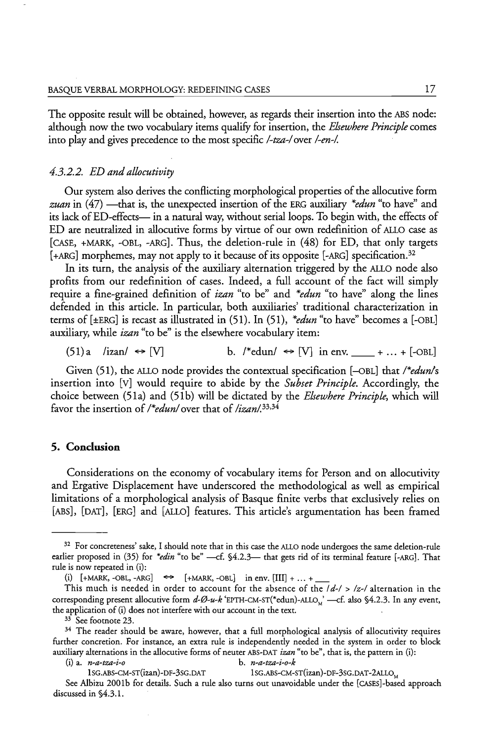The opposite result will be obtained, however, as regards their insertion into the ABS node: although now the two vocabulary items qualify for insertion, the *Elsewhere Principle* comes into play and gives precedence to the most specific */-tza-/* over */-en-/*.

#### *4.3.2.2. ED and allocutivity*

Our system also derives the conflicting morphological properties of the allocutive form *zuan* in (47) —that is, the unexpected insertion of the ERG auxiliary *\*edun* "to have" and its lack of ED-effects— in a natural way, without serial loops. To begin with, the effects of ED are neutralized in allocutive forms by virtue of our own redefinition of ALLO case as [CASE, +MARK, -OBL, -ARG]. Thus, the deletion-rule in (48) for ED, that only targets [+ARG] morphemes, may not apply to it because of its opposite [-ARG] specification.[32]

In its turn, the analysis of the auxiliary alternation triggered by the ALLO node also profits from our redefinition of cases. Indeed, a full account of the fact will simply require a fine-grained definition of *izan* "to be" and *\*edun* "to have" along the lines defended in this article. In particular, both auxiliaries' traditional characterization in terms of [±ERG] is recast as illustrated in (51). In (51), *\*edun* "to have" becomes a [-OBL] auxiliary, while *izan* "to be" is the elsewhere vocabulary item:

(51) a. /izan/ ⇔ [V]  b. /\*edun/ ⇔ [V] in env. ____ + ... + [-OBL]

Given (51), the ALLO node provides the contextual specification [–OBL] that */\*edun/*'s insertion into [V] would require to abide by the *Subset Principle*. Accordingly, the choice between (51a) and (51b) will be dictated by the *Elsewhere Principle*, which will favor the insertion of */\*edun/* over that of */izan/*.[33,34]

## 5. Conclusion

Considerations on the economy of vocabulary items for Person and on allocutivity and Ergative Displacement have underscored the methodological as well as empirical limitations of a morphological analysis of Basque finite verbs that exclusively relies on [ABS], [DAT], [ERG] and [ALLO] features. This article's argumentation has been framed

---

[32] For concreteness' sake, I should note that in this case the ALLO node undergoes the same deletion-rule earlier proposed in (35) for *\*edin* "to be" —cf. §4.2.3— that gets rid of its terminal feature [-ARG]. That rule is now repeated in (i):

(i) [+MARK, -OBL, -ARG] ⇔ [+MARK, -OBL] in env. [III] + ... + ___

This much is needed in order to account for the absence of the /d-/ > /z-/ alternation in the corresponding present allocutive form *d-Ø-u-k* 'EPTH-CM-ST(\*edun)-ALLO$_M$' —cf. also §4.2.3. In any event, the application of (i) does not interfere with our account in the text.

[33] See footnote 23.

[34] The reader should be aware, however, that a full morphological analysis of allocutivity requires further concretion. For instance, an extra rule is independently needed in the system in order to block auxiliary alternations in the allocutive forms of neuter ABS-DAT *izan* "to be", that is, the pattern in (i):

(i) a. *n-a-tza-i-o*  b. *n-a-tza-i-o-k*
1SG.ABS-CM-ST(izan)-DF-3SG.DAT  1SG.ABS-CM-ST(izan)-DF-3SG.DAT-2ALLO$_M$

See Albizu 2001b for details. Such a rule also turns out unavoidable under the [CASES]-based approach discussed in §4.3.1.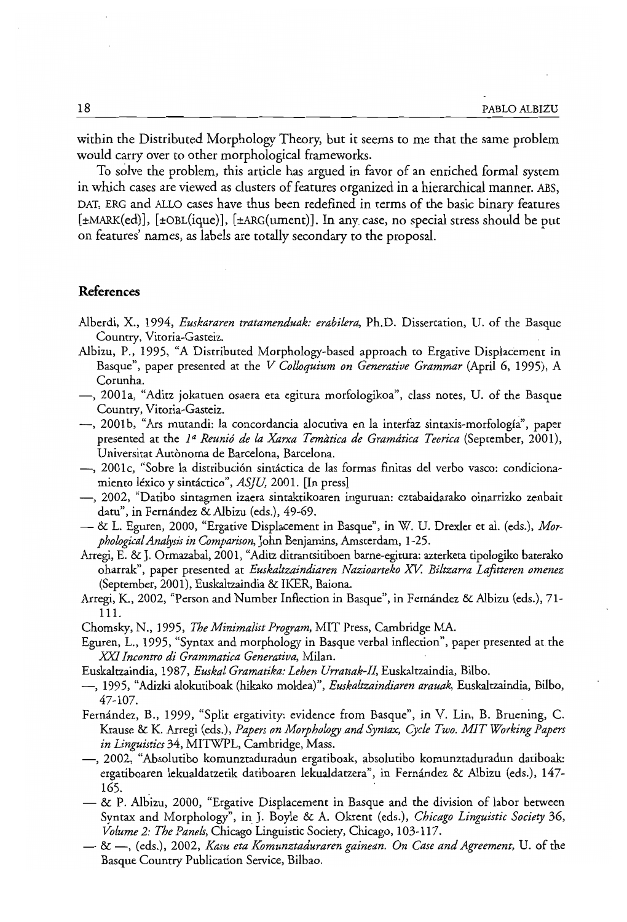within the Distributed Morphology Theory, but it seems to me that the same problem would carry over to other morphological frameworks.

To solve the problem, this article has argued in favor of an enriched formal system in which cases are viewed as clusters of features organized in a hierarchical manner. ABS, DAT, ERG and ALLO cases have thus been redefined in terms of the basic binary features [±MARK(ed)], [±OBL(ique)], [±ARG(ument)]. In any case, no special stress should be put on features' names, as labels are totally secondary to the proposal.

## References

Alberdi, X., 1994, *Euskararen tratamenduak: erabilera*, Ph.D. Dissertation, U. of the Basque Country, Vitoria-Gasteiz.

Albizu, P., 1995, "A Distributed Morphology-based approach to Ergative Displacement in Basque", paper presented at the *V Colloquium on Generative Grammar* (April 6, 1995), A Corunha.

—, 2001a, "Aditz jokatuen osaera eta egitura morfologikoa", class notes, U. of the Basque Country, Vitoria-Gasteiz.

—, 2001b, "Ars mutandi: la concordancia alocutiva en la interfaz sintaxis-morfología", paper presented at the *1ª Reunió de la Xarxa Temàtica de Gramática Teorica* (September, 2001), Universitat Autònoma de Barcelona, Barcelona.

—, 2001c, "Sobre la distribución sintáctica de las formas finitas del verbo vasco: condicionamiento léxico y sintáctico", *ASJU*, 2001. [In press]

—, 2002, "Datibo sintagmen izaera sintaktikoaren inguruan: eztabaidarako oinarrizko zenbait datu", in Fernández & Albizu (eds.), 49-69.

— & L. Eguren, 2000, "Ergative Displacement in Basque", in W. U. Drexler et al. (eds.), *Morphological Analysis in Comparison*, John Benjamins, Amsterdam, 1-25.

Arregi, E. & J. Ormazabal, 2001, "Aditz ditrantsitiboen barne-egitura: azterketa tipologiko baterako oharrak", paper presented at *Euskaltzaindiaren Nazioarteko XV. Biltzarra Lafitteren omenez* (September, 2001), Euskaltzaindia & IKER, Baiona.

Arregi, K., 2002, "Person and Number Inflection in Basque", in Fernández & Albizu (eds.), 71-111.

Chomsky, N., 1995, *The Minimalist Program*, MIT Press, Cambridge MA.

Eguren, L., 1995, "Syntax and morphology in Basque verbal inflection", paper presented at the *XXI Incontro di Grammatica Generativa*, Milan.

Euskaltzaindia, 1987, *Euskal Gramatika: Lehen Urratsak-II*, Euskaltzaindia, Bilbo.

—, 1995, "Adizki alokutiboak (hikako moldea)", *Euskaltzaindiaren arauak*, Euskaltzaindia, Bilbo, 47-107.

Fernández, B., 1999, "Split ergativity: evidence from Basque", in V. Lin, B. Bruening, C. Krause & K. Arregi (eds.), *Papers on Morphology and Syntax, Cycle Two. MIT Working Papers in Linguistics* 34, MITWPL, Cambridge, Mass.

—, 2002, "Absolutibo komunztaduradun ergatiboak, absolutibo komunztaduradun datiboak: ergatiboaren lekualdatzetik datiboaren lekualdatzera", in Fernández & Albizu (eds.), 147-165.

— & P. Albizu, 2000, "Ergative Displacement in Basque and the division of labor between Syntax and Morphology", in J. Boyle & A. Okrent (eds.), *Chicago Linguistic Society* 36, *Volume 2: The Panels*, Chicago Linguistic Society, Chicago, 103-117.

— & —, (eds.), 2002, *Kasu eta Komunztaduraren gainean. On Case and Agreement*, U. of the Basque Country Publication Service, Bilbao.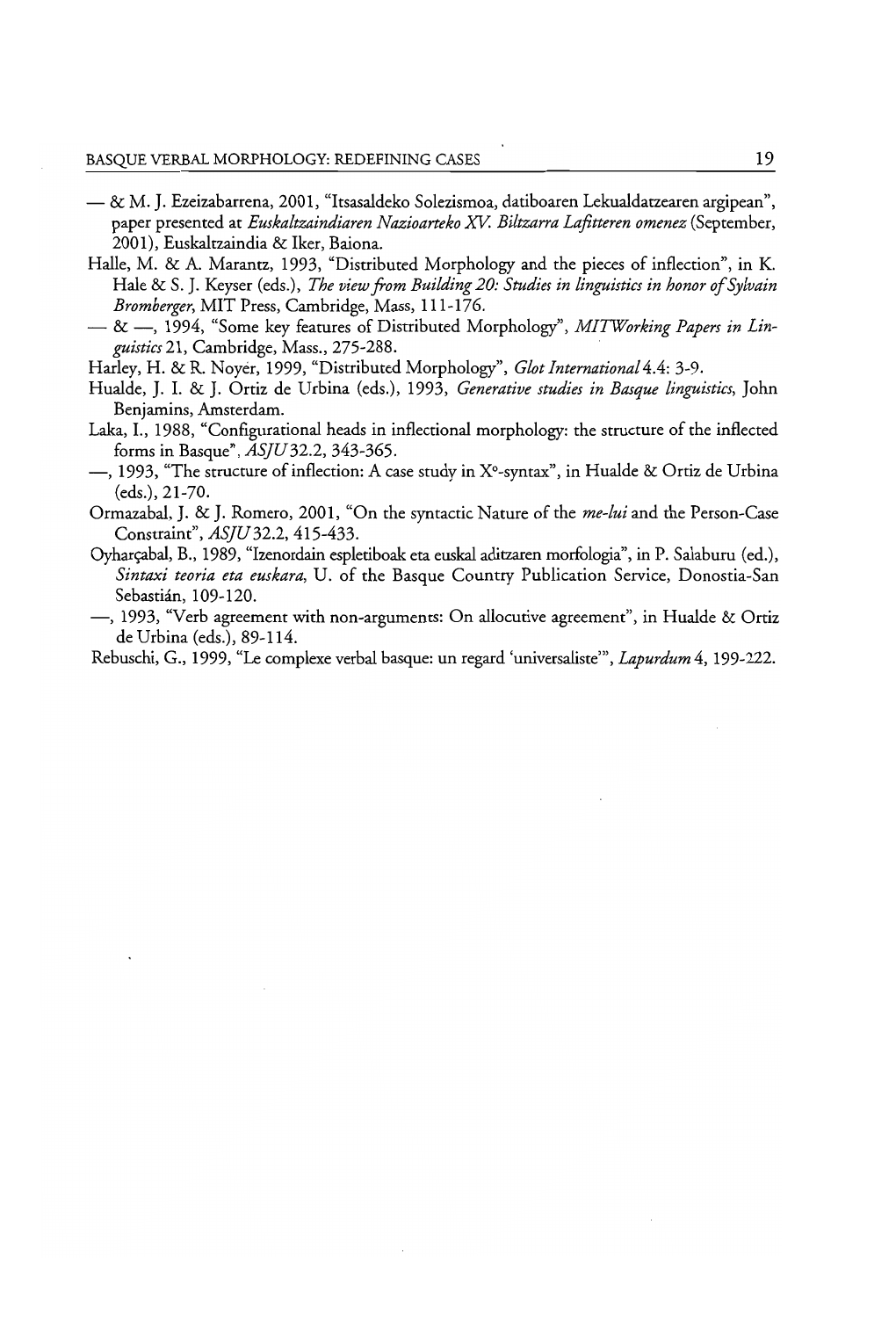— & M. J. Ezeizabarrena, 2001, "Itsasaldeko Solezismoa, datiboaren Lekualdatzearen argipean", paper presented at *Euskaltzaindiaren Nazioarteko XV. Biltzarra Lafitteren omenez* (September, 2001), Euskaltzaindia & Iker, Baiona.

Halle, M. & A. Marantz, 1993, "Distributed Morphology and the pieces of inflection", in K. Hale & S. J. Keyser (eds.), *The view from Building 20: Studies in linguistics in honor of Sylvain Bromberger*, MIT Press, Cambridge, Mass, 111-176.

— & —, 1994, "Some key features of Distributed Morphology", *MITWorking Papers in Linguistics* 21, Cambridge, Mass., 275-288.

Harley, H. & R. Noyer, 1999, "Distributed Morphology", *Glot International* 4.4: 3-9.

Hualde, J. I. & J. Ortiz de Urbina (eds.), 1993, *Generative studies in Basque linguistics*, John Benjamins, Amsterdam.

Laka, I., 1988, "Configurational heads in inflectional morphology: the structure of the inflected forms in Basque", *ASJU* 32.2, 343-365.

—, 1993, "The structure of inflection: A case study in X°-syntax", in Hualde & Ortiz de Urbina (eds.), 21-70.

Ormazabal, J. & J. Romero, 2001, "On the syntactic Nature of the *me-lui* and the Person-Case Constraint", *ASJU* 32.2, 415-433.

Oyharçabal, B., 1989, "Izenordain espletiboak eta euskal aditzaren morfologia", in P. Salaburu (ed.), *Sintaxi teoria eta euskara*, U. of the Basque Country Publication Service, Donostia-San Sebastián, 109-120.

—, 1993, "Verb agreement with non-arguments: On allocutive agreement", in Hualde & Ortiz de Urbina (eds.), 89-114.

Rebuschi, G., 1999, "Le complexe verbal basque: un regard 'universaliste'", *Lapurdum* 4, 199-222.